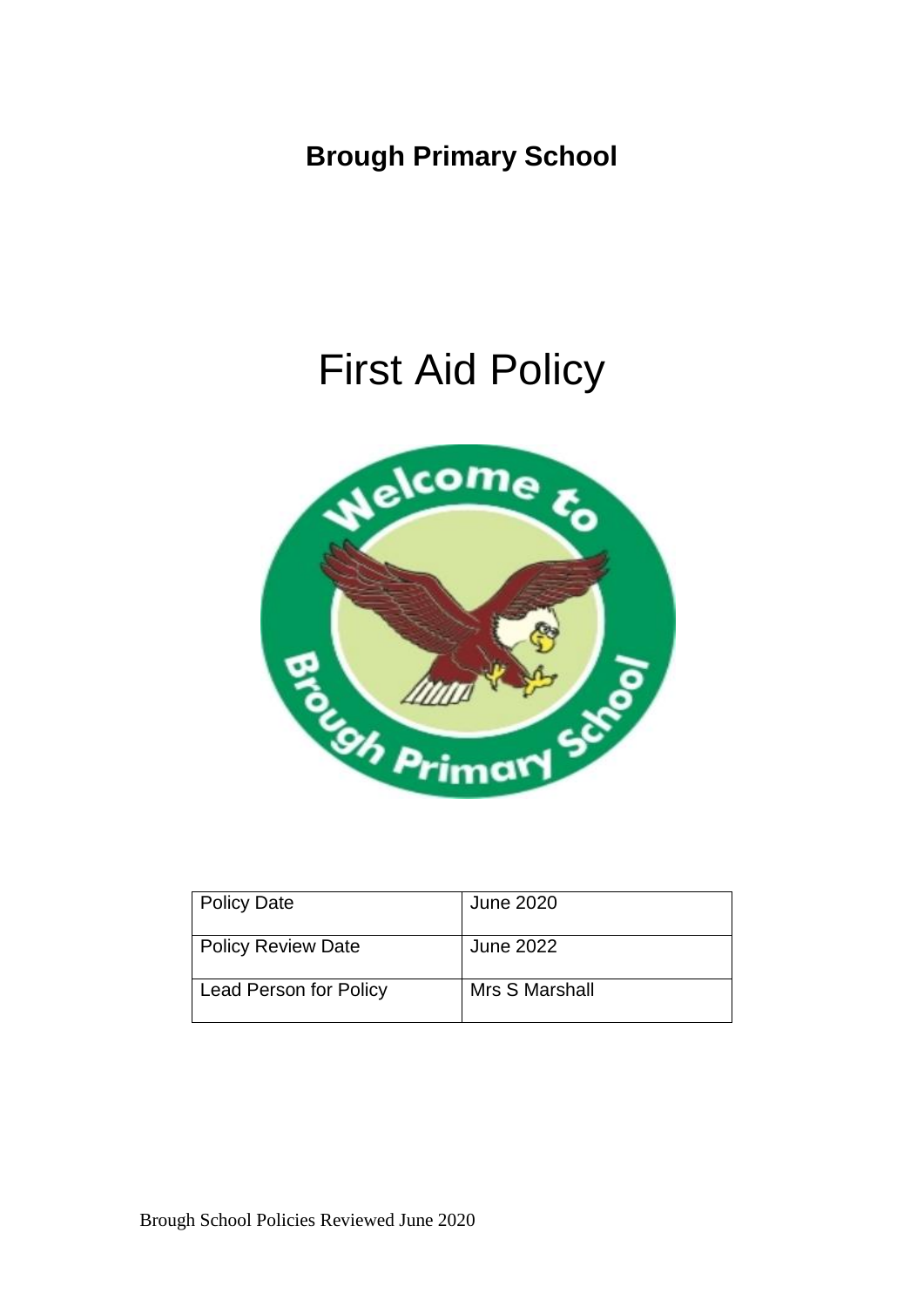**Brough Primary School**

# First Aid Policy

| Policy Date | June 2020 |
| --- | --- |
| Policy Review Date | June 2022 |
| Lead Person for Policy | Mrs S Marshall |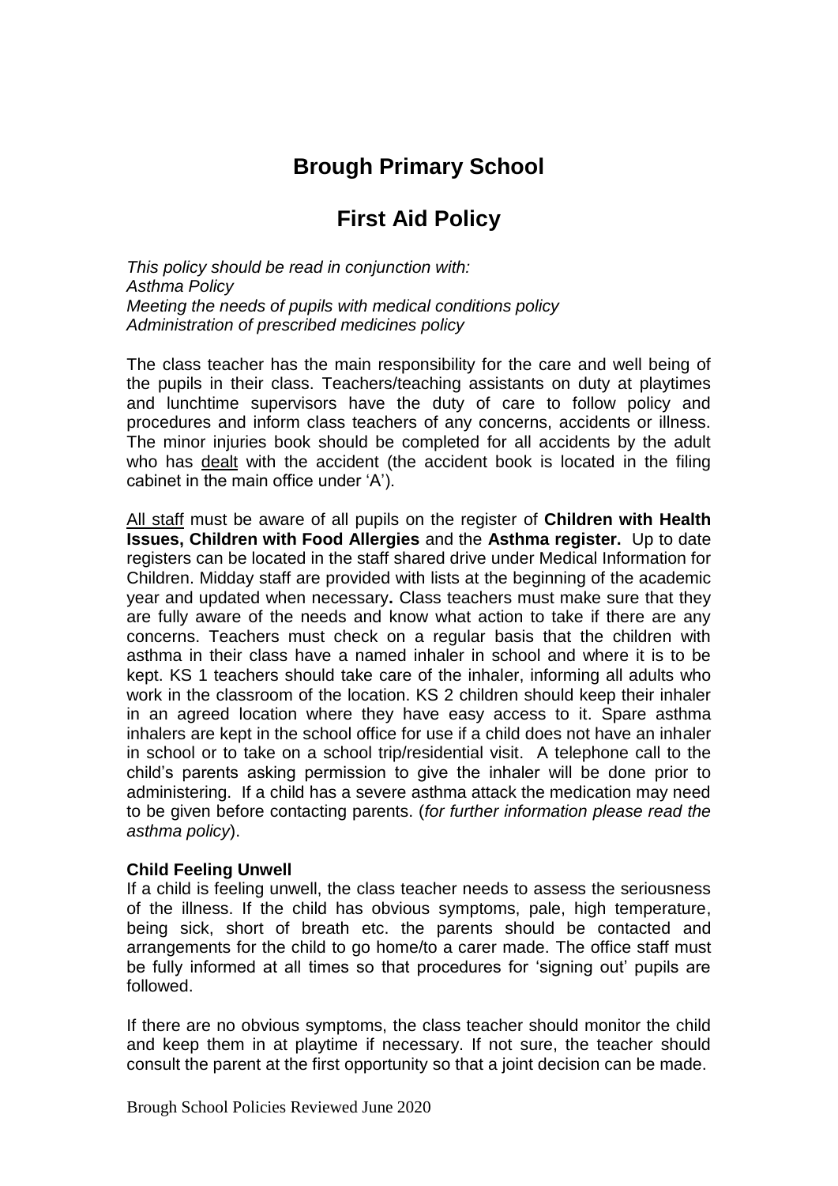# Brough Primary School

# First Aid Policy

*This policy should be read in conjunction with:*
*Asthma Policy*
*Meeting the needs of pupils with medical conditions policy*
*Administration of prescribed medicines policy*

The class teacher has the main responsibility for the care and well being of the pupils in their class. Teachers/teaching assistants on duty at playtimes and lunchtime supervisors have the duty of care to follow policy and procedures and inform class teachers of any concerns, accidents or illness. The minor injuries book should be completed for all accidents by the adult who has <u>dealt</u> with the accident (the accident book is located in the filing cabinet in the main office under 'A').

<u>All staff</u> must be aware of all pupils on the register of **Children with Health Issues, Children with Food Allergies** and the **Asthma register.** Up to date registers can be located in the staff shared drive under Medical Information for Children. Midday staff are provided with lists at the beginning of the academic year and updated when necessary**.** Class teachers must make sure that they are fully aware of the needs and know what action to take if there are any concerns. Teachers must check on a regular basis that the children with asthma in their class have a named inhaler in school and where it is to be kept. KS 1 teachers should take care of the inhaler, informing all adults who work in the classroom of the location. KS 2 children should keep their inhaler in an agreed location where they have easy access to it. Spare asthma inhalers are kept in the school office for use if a child does not have an inhaler in school or to take on a school trip/residential visit. A telephone call to the child's parents asking permission to give the inhaler will be done prior to administering. If a child has a severe asthma attack the medication may need to be given before contacting parents. (*for further information please read the asthma policy*).

**Child Feeling Unwell**

If a child is feeling unwell, the class teacher needs to assess the seriousness of the illness. If the child has obvious symptoms, pale, high temperature, being sick, short of breath etc. the parents should be contacted and arrangements for the child to go home/to a carer made. The office staff must be fully informed at all times so that procedures for 'signing out' pupils are followed.

If there are no obvious symptoms, the class teacher should monitor the child and keep them in at playtime if necessary. If not sure, the teacher should consult the parent at the first opportunity so that a joint decision can be made.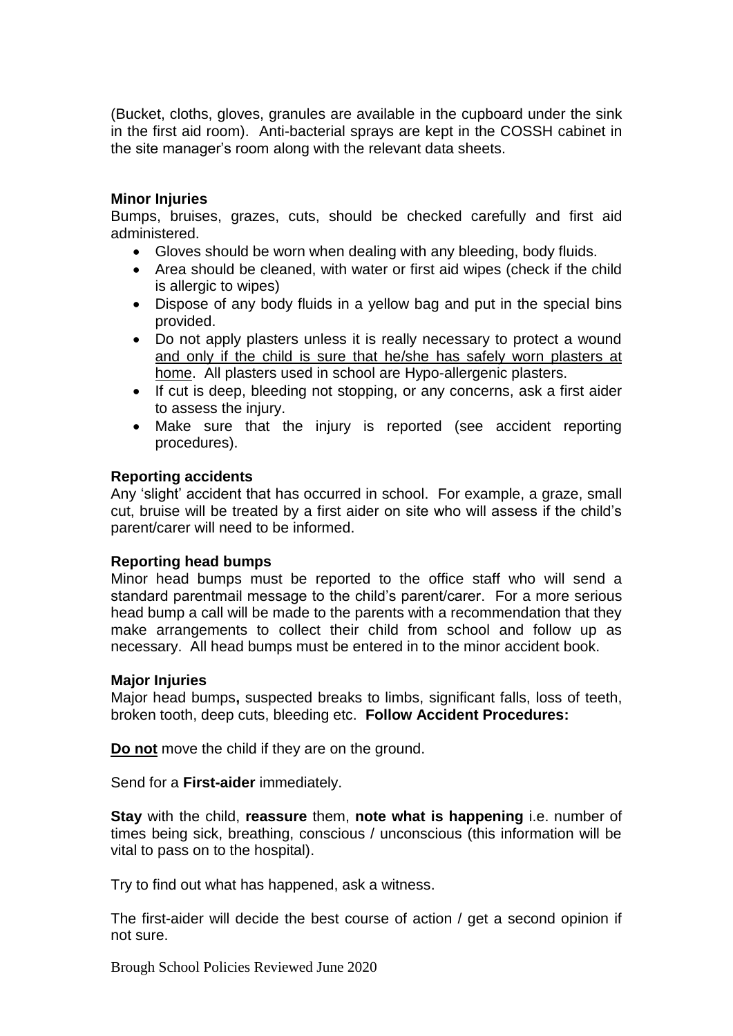(Bucket, cloths, gloves, granules are available in the cupboard under the sink in the first aid room). Anti-bacterial sprays are kept in the COSSH cabinet in the site manager's room along with the relevant data sheets.

**Minor Injuries**

Bumps, bruises, grazes, cuts, should be checked carefully and first aid administered.

- Gloves should be worn when dealing with any bleeding, body fluids.
- Area should be cleaned, with water or first aid wipes (check if the child is allergic to wipes)
- Dispose of any body fluids in a yellow bag and put in the special bins provided.
- Do not apply plasters unless it is really necessary to protect a wound <u>and only if the child is sure that he/she has safely worn plasters at home</u>. All plasters used in school are Hypo-allergenic plasters.
- If cut is deep, bleeding not stopping, or any concerns, ask a first aider to assess the injury.
- Make sure that the injury is reported (see accident reporting procedures).

**Reporting accidents**

Any 'slight' accident that has occurred in school. For example, a graze, small cut, bruise will be treated by a first aider on site who will assess if the child's parent/carer will need to be informed.

**Reporting head bumps**

Minor head bumps must be reported to the office staff who will send a standard parentmail message to the child's parent/carer. For a more serious head bump a call will be made to the parents with a recommendation that they make arrangements to collect their child from school and follow up as necessary. All head bumps must be entered in to the minor accident book.

**Major Injuries**

Major head bumps**,** suspected breaks to limbs, significant falls, loss of teeth, broken tooth, deep cuts, bleeding etc. **Follow Accident Procedures:**

**<u>Do not</u>** move the child if they are on the ground.

Send for a **First-aider** immediately.

**Stay** with the child, **reassure** them, **note what is happening** i.e. number of times being sick, breathing, conscious / unconscious (this information will be vital to pass on to the hospital).

Try to find out what has happened, ask a witness.

The first-aider will decide the best course of action / get a second opinion if not sure.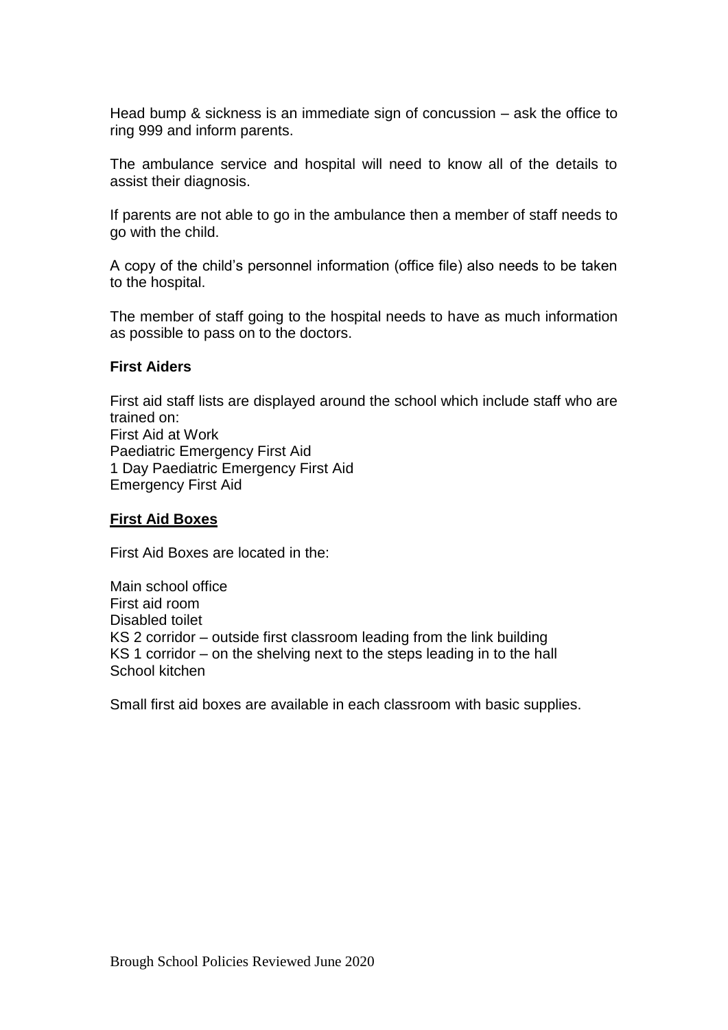Head bump & sickness is an immediate sign of concussion – ask the office to ring 999 and inform parents.

The ambulance service and hospital will need to know all of the details to assist their diagnosis.

If parents are not able to go in the ambulance then a member of staff needs to go with the child.

A copy of the child's personnel information (office file) also needs to be taken to the hospital.

The member of staff going to the hospital needs to have as much information as possible to pass on to the doctors.

**First Aiders**

First aid staff lists are displayed around the school which include staff who are trained on:
First Aid at Work
Paediatric Emergency First Aid
1 Day Paediatric Emergency First Aid
Emergency First Aid

**First Aid Boxes**

First Aid Boxes are located in the:

Main school office
First aid room
Disabled toilet
KS 2 corridor – outside first classroom leading from the link building
KS 1 corridor – on the shelving next to the steps leading in to the hall
School kitchen

Small first aid boxes are available in each classroom with basic supplies.